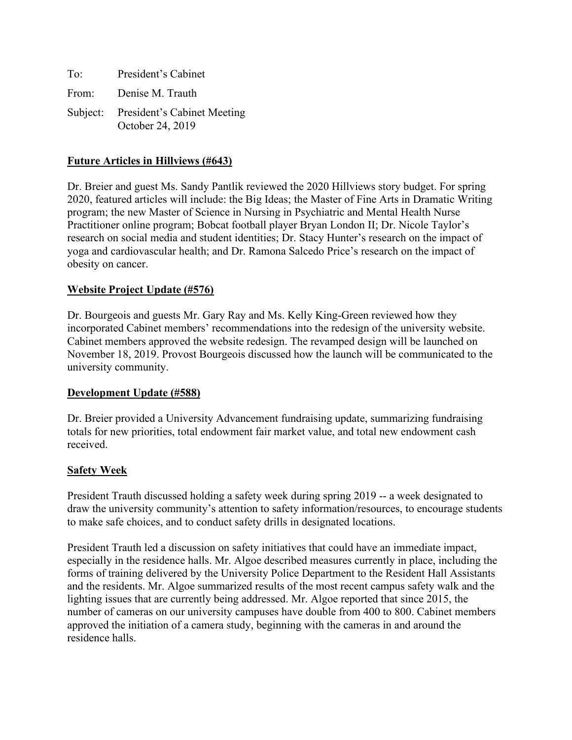To: President's Cabinet

From: Denise M. Trauth

Subject: President's Cabinet Meeting
October 24, 2019

**Future Articles in Hillviews (#643)**

Dr. Breier and guest Ms. Sandy Pantlik reviewed the 2020 Hillviews story budget. For spring 2020, featured articles will include: the Big Ideas; the Master of Fine Arts in Dramatic Writing program; the new Master of Science in Nursing in Psychiatric and Mental Health Nurse Practitioner online program; Bobcat football player Bryan London II; Dr. Nicole Taylor's research on social media and student identities; Dr. Stacy Hunter's research on the impact of yoga and cardiovascular health; and Dr. Ramona Salcedo Price's research on the impact of obesity on cancer.

**Website Project Update (#576)**

Dr. Bourgeois and guests Mr. Gary Ray and Ms. Kelly King-Green reviewed how they incorporated Cabinet members' recommendations into the redesign of the university website. Cabinet members approved the website redesign. The revamped design will be launched on November 18, 2019. Provost Bourgeois discussed how the launch will be communicated to the university community.

**Development Update (#588)**

Dr. Breier provided a University Advancement fundraising update, summarizing fundraising totals for new priorities, total endowment fair market value, and total new endowment cash received.

**Safety Week**

President Trauth discussed holding a safety week during spring 2019 -- a week designated to draw the university community's attention to safety information/resources, to encourage students to make safe choices, and to conduct safety drills in designated locations.

President Trauth led a discussion on safety initiatives that could have an immediate impact, especially in the residence halls. Mr. Algoe described measures currently in place, including the forms of training delivered by the University Police Department to the Resident Hall Assistants and the residents. Mr. Algoe summarized results of the most recent campus safety walk and the lighting issues that are currently being addressed. Mr. Algoe reported that since 2015, the number of cameras on our university campuses have double from 400 to 800. Cabinet members approved the initiation of a camera study, beginning with the cameras in and around the residence halls.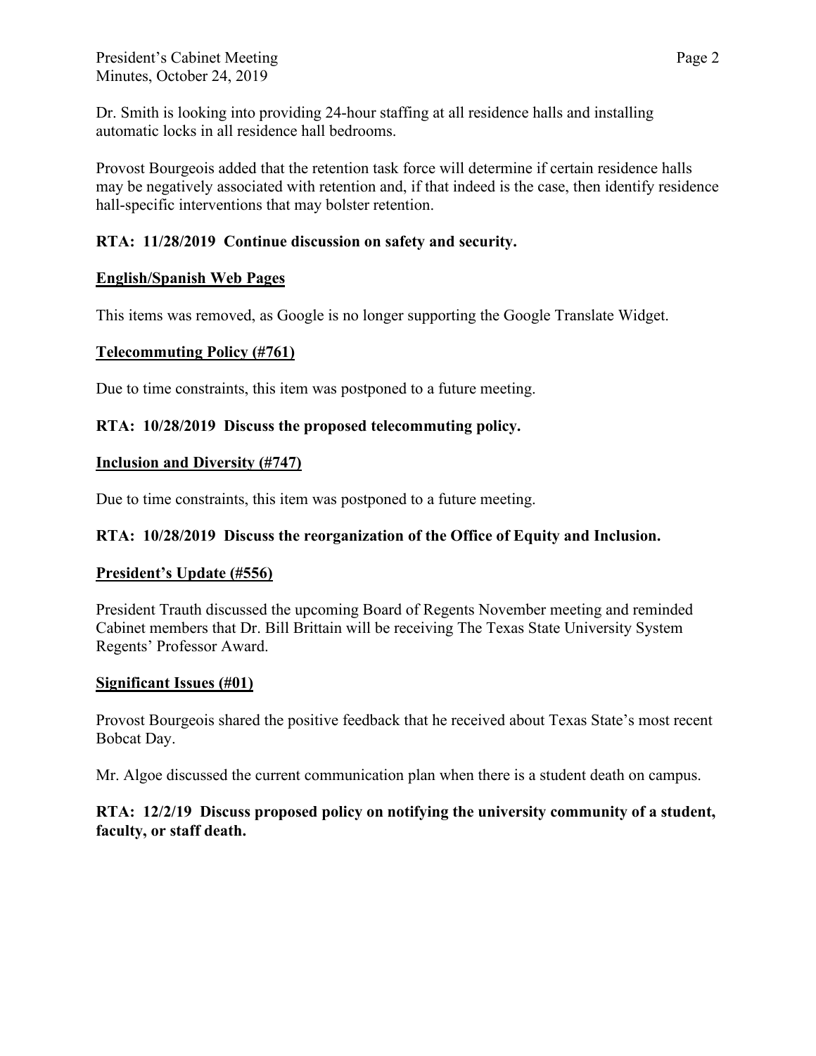Dr. Smith is looking into providing 24-hour staffing at all residence halls and installing automatic locks in all residence hall bedrooms.

Provost Bourgeois added that the retention task force will determine if certain residence halls may be negatively associated with retention and, if that indeed is the case, then identify residence hall-specific interventions that may bolster retention.

**RTA: 11/28/2019 Continue discussion on safety and security.**

**English/Spanish Web Pages**

This items was removed, as Google is no longer supporting the Google Translate Widget.

**Telecommuting Policy (#761)**

Due to time constraints, this item was postponed to a future meeting.

**RTA: 10/28/2019 Discuss the proposed telecommuting policy.**

**Inclusion and Diversity (#747)**

Due to time constraints, this item was postponed to a future meeting.

**RTA: 10/28/2019 Discuss the reorganization of the Office of Equity and Inclusion.**

**President's Update (#556)**

President Trauth discussed the upcoming Board of Regents November meeting and reminded Cabinet members that Dr. Bill Brittain will be receiving The Texas State University System Regents' Professor Award.

**Significant Issues (#01)**

Provost Bourgeois shared the positive feedback that he received about Texas State's most recent Bobcat Day.

Mr. Algoe discussed the current communication plan when there is a student death on campus.

**RTA: 12/2/19 Discuss proposed policy on notifying the university community of a student, faculty, or staff death.**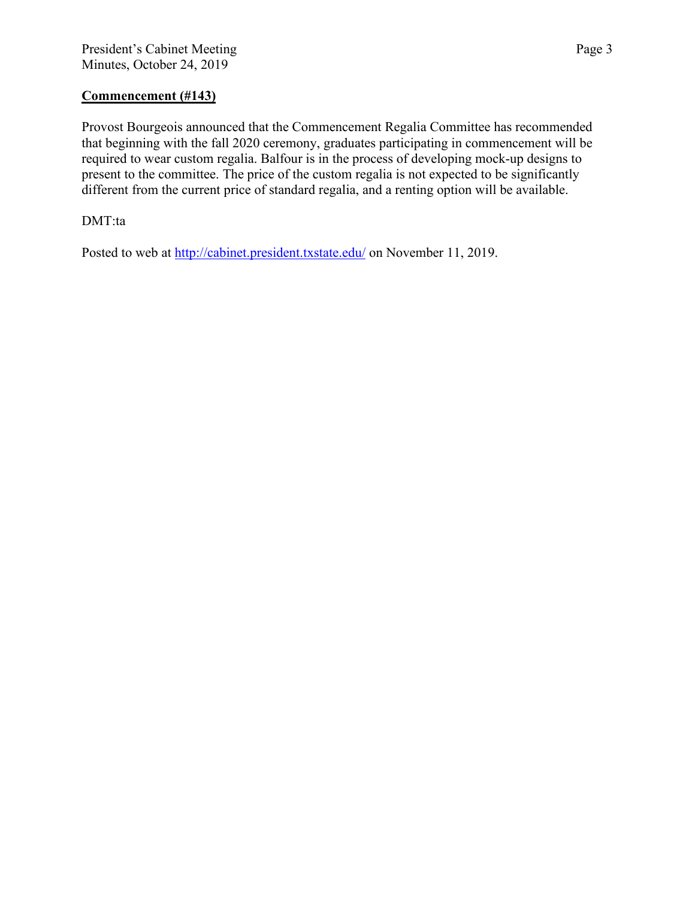## Commencement (#143)

Provost Bourgeois announced that the Commencement Regalia Committee has recommended that beginning with the fall 2020 ceremony, graduates participating in commencement will be required to wear custom regalia. Balfour is in the process of developing mock-up designs to present to the committee. The price of the custom regalia is not expected to be significantly different from the current price of standard regalia, and a renting option will be available.

DMT:ta

Posted to web at http://cabinet.president.txstate.edu/ on November 11, 2019.